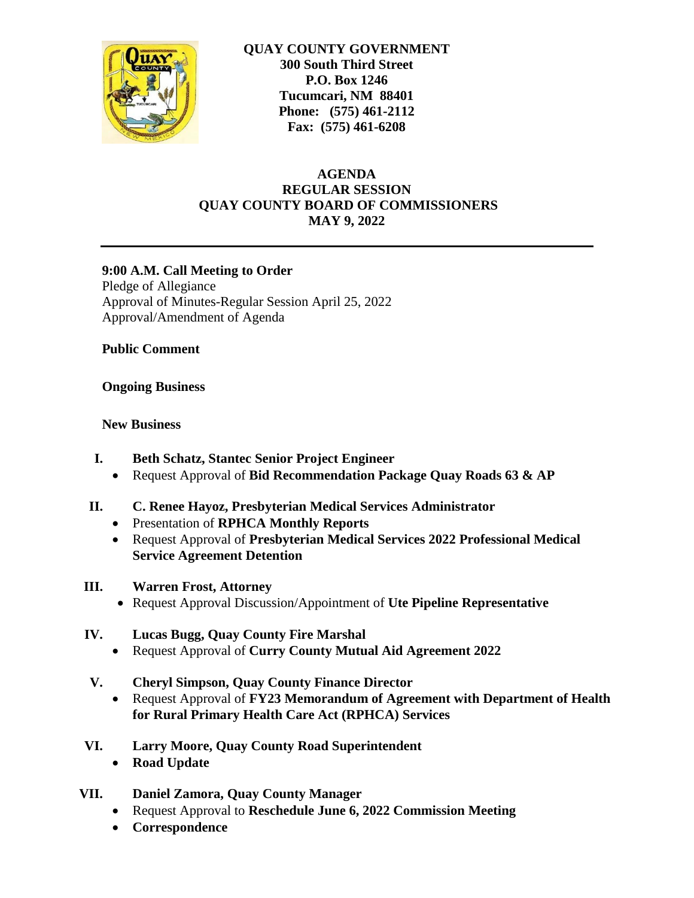**QUAY COUNTY GOVERNMENT**
**300 South Third Street**
**P.O. Box 1246**
**Tucumcari, NM 88401**
**Phone: (575) 461-2112**
**Fax: (575) 461-6208**

# AGENDA
## REGULAR SESSION
## QUAY COUNTY BOARD OF COMMISSIONERS
## MAY 9, 2022

---

**9:00 A.M. Call Meeting to Order**
Pledge of Allegiance
Approval of Minutes-Regular Session April 25, 2022
Approval/Amendment of Agenda

**Public Comment**

**Ongoing Business**

**New Business**

**I. Beth Schatz, Stantec Senior Project Engineer**
- Request Approval of **Bid Recommendation Package Quay Roads 63 & AP**

**II. C. Renee Hayoz, Presbyterian Medical Services Administrator**
- Presentation of **RPHCA Monthly Reports**
- Request Approval of **Presbyterian Medical Services 2022 Professional Medical Service Agreement Detention**

**III. Warren Frost, Attorney**
- Request Approval Discussion/Appointment of **Ute Pipeline Representative**

**IV. Lucas Bugg, Quay County Fire Marshal**
- Request Approval of **Curry County Mutual Aid Agreement 2022**

**V. Cheryl Simpson, Quay County Finance Director**
- Request Approval of **FY23 Memorandum of Agreement with Department of Health for Rural Primary Health Care Act (RPHCA) Services**

**VI. Larry Moore, Quay County Road Superintendent**
- **Road Update**

**VII. Daniel Zamora, Quay County Manager**
- Request Approval to **Reschedule June 6, 2022 Commission Meeting**
- **Correspondence**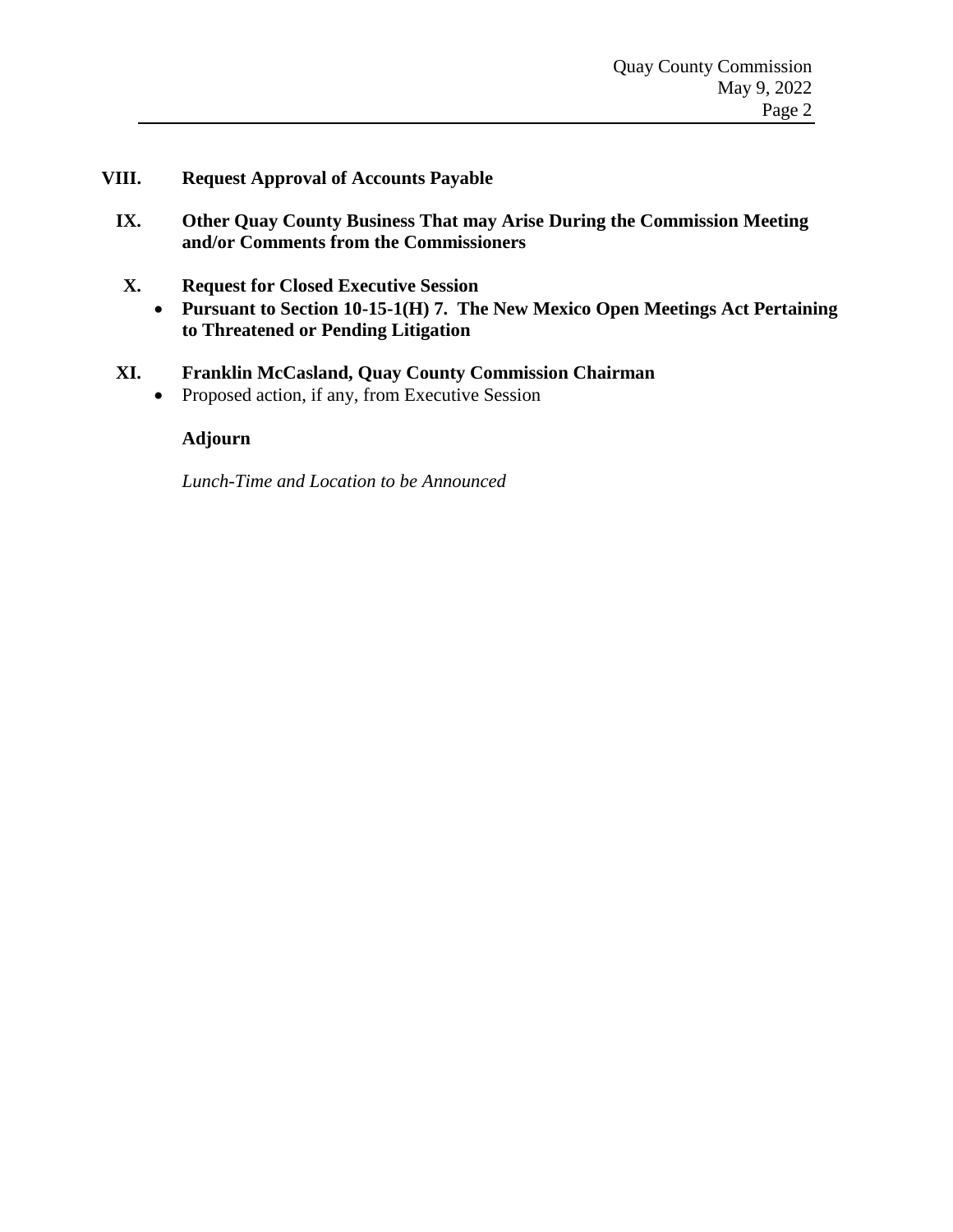**VIII. Request Approval of Accounts Payable**

**IX. Other Quay County Business That may Arise During the Commission Meeting and/or Comments from the Commissioners**

**X. Request for Closed Executive Session**

- **Pursuant to Section 10-15-1(H) 7. The New Mexico Open Meetings Act Pertaining to Threatened or Pending Litigation**

**XI. Franklin McCasland, Quay County Commission Chairman**

- Proposed action, if any, from Executive Session

**Adjourn**

*Lunch-Time and Location to be Announced*